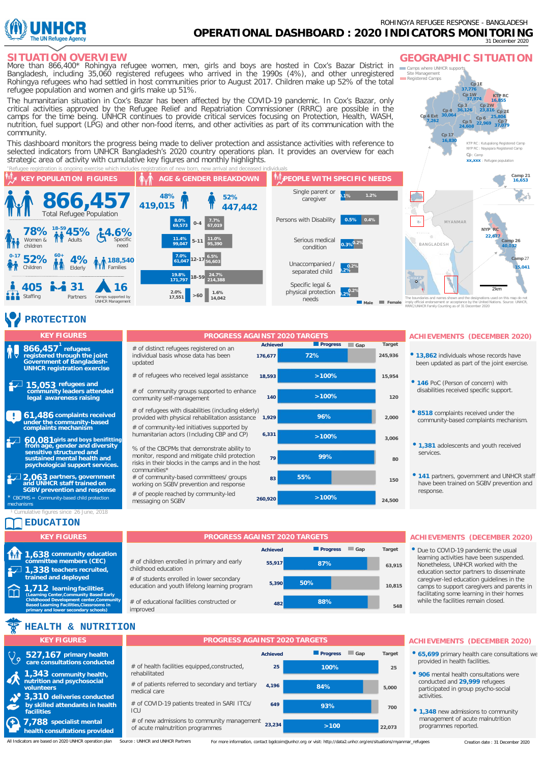ROHINGYA REFUGEE RESPONSE - BANGLADESH

# OPERATIONAL DASHBOARD : 2020 INDICATORS MONITORING

31 December 2020

## SITUATION OVERVIEW

More than 866,400* Rohingya refugee women, men, girls and boys are hosted in Cox's Bazar District in Bangladesh, including 35,060 registered refugees who arrived in the 1990s (4%), and other unregistered Rohingya refugees who had settled in host communities prior to August 2017. Children make up 52% of the total refugee population and women and girls make up 51%.

The humanitarian situation in Cox's Bazar has been affected by the COVID-19 pandemic. In Cox's Bazar, only critical activities approved by the Refugee Relief and Repatriation Commissioner (RRRC) are possible in the camps for the time being. UNHCR continues to provide critical services focusing on Protection, Health, WASH, nutrition, fuel support (LPG) and other non-food items, and other activities as part of its communication with the community.

This dashboard monitors the progress being made to deliver protection and assistance activities with reference to selected indicators from UNHCR Bangladesh's 2020 country operations plan. It provides an overview for each strategic area of activity with cumulative key figures and monthly highlights.

*Refugee registration is ongoing exercise which includes registration of new born, new arrival and deceased individuals

## GEOGRAPHIC SITUATION

- Camps where UNHCR supports Site Management
- Registered Camps

| Camp | Refugee population |
|---|---|
| Cp 1E | 37,776 |
| Cp 1W | 37,974 |
| KTP RC | 16,855 |
| Cp 2W | 23,816 |
| Cp 2E | 25,804 |
| Cp 3 | 36,126 |
| Cp 4 | 30,064 |
| Cp 4 Ext | 7,262 |
| Cp 5 | 24,608 |
| Cp 6 | 22,969 |
| Cp 7 | 37,079 |
| Cp 17 | 16,830 |
| Camp 21 | 16,653 |
| NYP RC | 22,677 |
| Camp 26 | 40,032 |
| Camp 27 | 15,041 |

KTP RC: Kutupalong Registered Camp; NYP RC: Nayapara Registered Camp; Cp: Camp; xx,xxx: Refugee population

The boundaries and names shown and the designations used on this map do not imply official endorsement or acceptance by the United Nations. Source: UNHCR, RRRC/UNHCR Family Counting as of 31 December 2020

### KEY POPULATION FIGURES

- **866,457** Total Refugee Population
- **78%** Women & children
- **45%** Adults (18-59)
- **4.6%** Specific need
- **52%** Children (0-17)
- **4%** Elderly (60+)
- **188,540** Families
- **405** Staffing
- **31** Partners
- **16** Camps supported by UNHCR Management

### AGE & GENDER BREAKDOWN

Male: 48% (419,015) — Female: 52% (447,442)

| Male | Age | Female |
|---|---|---|
| 8.0% 69,573 | 0-4 | 7.7% 67,019 |
| 11.4% 99,047 | 5-11 | 11.0% 95,390 |
| 7.0% 61,047 | 12-17 | 6.5% 56,603 |
| 19.8% 171,797 | 18-59 | 24.7% 214,388 |
| 2.0% 17,551 | >60 | 1.6% 14,042 |

### PEOPLE WITH SPECIFIC NEEDS

| Need | Male | Female |
|---|---|---|
| Single parent or caregiver | 0.1% | 1.2% |
| Persons with Disability | 0.5% | 0.4% |
| Serious medical condition | 0.3% | 0.2% |
| Unaccompanied / separated child | 0.2% | 0.2% |
| Specific legal & physical protection needs | 0.2% | 0.2% |

## PROTECTION

### KEY FIGURES

- **866,457**[1] refugees registered through the joint Government of Bangladesh-UNHCR registration exercise
- **15,053** refugees and community leaders attended legal awareness raising
- **61,486** complaints received under the community-based complaints mechanism
- **60,081** girls and boys benifitting from age, gender and diversity sensitive structured and sustained mental health and psychological support services.
- **2,063** partners, government and UNHCR staff trained on SGBV prevention and response

* CBCPMs = Community-based child protection mechanisms

[1] Cumulative figures since 26 June, 2018

### PROGRESS AGAINST 2020 TARGETS

| Indicator | Achieved | Progress | Target |
|---|---|---|---|
| # of distinct refugees registered on an individual basis whose data has been updated | 176,677 | 72% | 245,936 |
| # of refugees who received legal assistance | 18,593 | >100% | 15,954 |
| # of community groups supported to enhance community self-management | 140 | >100% | 120 |
| # of refugees with disabilities (including elderly) provided with physical rehabilitation assistance | 1,929 | 96% | 2,000 |
| # of community-led initiatives supported by humanitarian actors (Including CBP and CP) | 6,331 | >100% | 3,006 |
| % of the CBCPMs that demonstrate ability to monitor, respond and mitigate child protection risks in their blocks in the camps and in the host communities* | 79 | 99% | 80 |
| # of community-based committees/ groups working on SGBV prevention and response | 83 | 55% | 150 |
| # of people reached by community-led messaging on SGBV | 260,920 | >100% | 24,500 |

### ACHIEVEMENTS (DECEMBER 2020)

- **13,862** individuals whose records have been updated as part of the joint exercise.
- **146** PoC (Person of concern) with disabilities received specific support.
- **8518** complaints received under the community-based complaints mechanism.
- **1,381** adolescents and youth received services.
- **141** partners, government and UNHCR staff have been trained on SGBV prevention and response.

## EDUCATION

### KEY FIGURES

- **1,638** community education committee members (CEC)
- **1,338** teachers recruited, trained and deployed
- **1,712** learning facilities (Learning Center, Community Based Early Childhood Development center, Community Based Learning Facilities, Classrooms in primary and lower secondary schools)

### PROGRESS AGAINST 2020 TARGETS

| Indicator | Achieved | Progress | Target |
|---|---|---|---|
| # of children enrolled in primary and early childhood education | 55,917 | 87% | 63,915 |
| # of students enrolled in lower secondary education and youth lifelong learning program | 5,390 | 50% | 10,815 |
| # of educational facilities constructed or improved | 482 | 88% | 548 |

### ACHIEVEMENTS (DECEMBER 2020)

- Due to COVID-19 pandemic the usual learning activities have been suspended. Nonetheless, UNHCR worked with the education sector partners to disseminate caregiver-led education guidelines in the camps to support caregivers and parents in facilitating some learning in their homes while the facilities remain closed.

## HEALTH & NUTRITION

### KEY FIGURES

- **527,167** primary health care consultations conducted
- **1,343** community health, nutrition and psychosocial volunteers
- **3,310** deliveries conducted by skilled attendants in health facilities
- **7,788** specialist mental health consultations provided

### PROGRESS AGAINST 2020 TARGETS

| Indicator | Achieved | Progress | Target |
|---|---|---|---|
| # of health facilities equipped, constructed, rehabilitated | 25 | 100% | 25 |
| # of patients referred to secondary and tertiary medical care | 4,196 | 84% | 5,000 |
| # of COVID-19 patients treated in SARI ITCs/ ICU | 649 | 93% | 700 |
| # of new admissions to community management of acute malnutrition programmes | 23,234 | >100 | 22,073 |

### ACHIEVEMENTS (DECEMBER 2020)

- **65,699** primary health care consultations were provided in health facilities.
- **906** mental health consultations were conducted and **29,999** refugees participated in group psycho-social activities.
- **1,348** new admissions to community management of acute malnutrition programmes reported.

All Indicators are based on 2020 UNHCR operation plan. Source: UNHCR and UNHCR Partners. For more information, contact bgdcoim@unhcr.org or visit: http://data2.unhcr.org/en/situations/myanmar_refugees. Creation date: 31 December 2020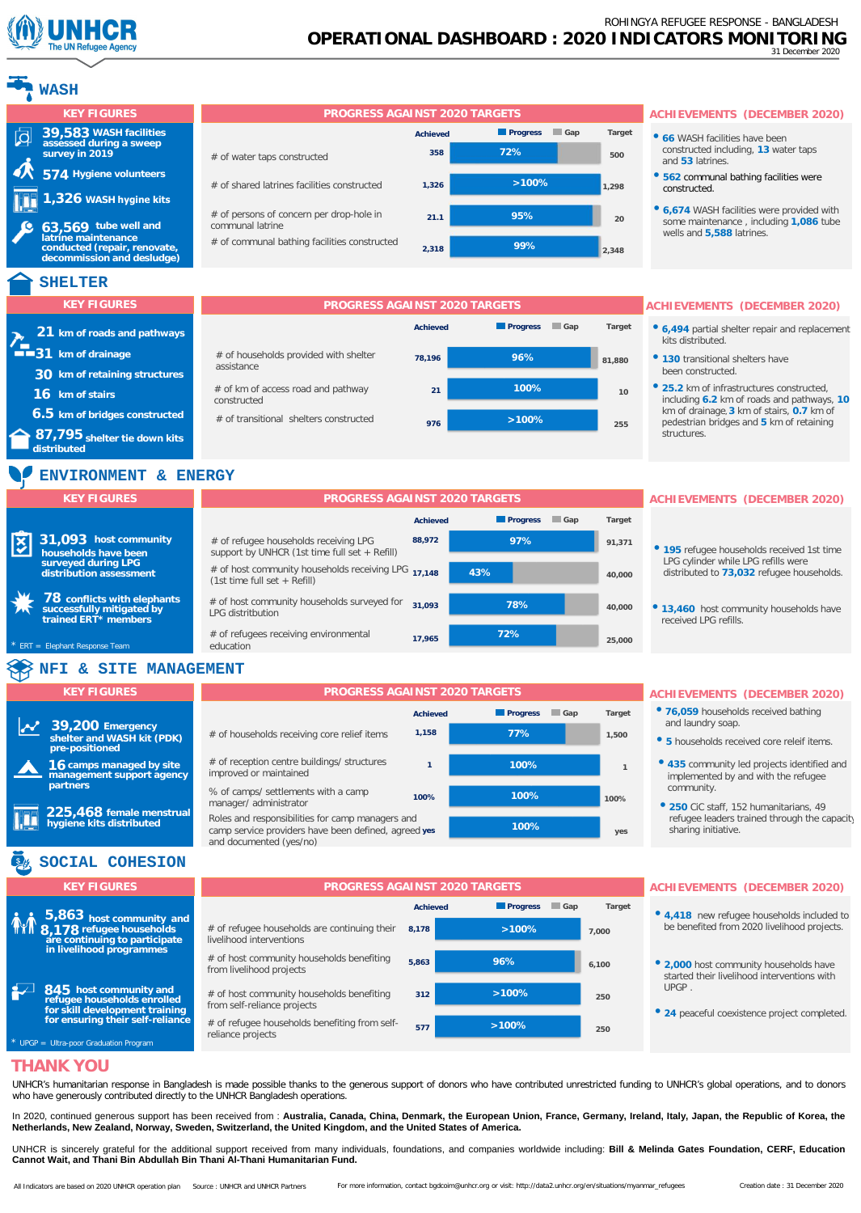ROHINGYA REFUGEE RESPONSE - BANGLADESH

# OPERATIONAL DASHBOARD : 2020 INDICATORS MONITORING

31 December 2020

## WASH

### KEY FIGURES

**39,583** WASH facilities assessed during a sweep survey in 2019

**574** Hygiene volunteers

**1,326** WASH hygiene kits

**63,569** tube well and latrine maintenance conducted (repair, renovate, decommission and desludge)

### PROGRESS AGAINST 2020 TARGETS

Achieved | Progress | Gap | Target

# of water taps constructed — 358 — 72% — 500

# of shared latrines facilities constructed — 1,326 — >100% — 1,298

# of persons of concern per drop-hole in communal latrine — 21.1 — 95% — 20

# of communal bathing facilities constructed — 2,318 — 99% — 2,348

### ACHIEVEMENTS (DECEMBER 2020)

- **66** WASH facilities have been constructed including, **13** water taps and **53** latrines.
- **562** communal bathing facilities were constructed.
- **6,674** WASH facilities were provided with some maintenance , including **1,086** tube wells and **5,588** latrines.

## SHELTER

### KEY FIGURES

**21** km of roads and pathways

**31** km of drainage

**30** km of retaining structures

**16** km of stairs

**6.5** km of bridges constructed

**87,795** shelter tie down kits distributed

### PROGRESS AGAINST 2020 TARGETS

Achieved | Progress | Gap | Target

# of households provided with shelter assistance — 78,196 — 96% — 81,880

# of km of access road and pathway constructed — 21 — 100% — 10

# of transitional shelters constructed — 976 — >100% — 255

### ACHIEVEMENTS (DECEMBER 2020)

- **6,494** partial shelter repair and replacement kits distributed.
- **130** transitional shelters have been constructed.
- **25.2** km of infrastructures constructed, including **6.2** km of roads and pathways, **10** km of drainage, **3** km of stairs, **0.7** km of pedestrian bridges and **5** km of retaining structures.

## ENVIRONMENT & ENERGY

### KEY FIGURES

**31,093** host community households have been surveyed during LPG distribution assessment

**78** conflicts with elephants successfully mitigated by trained ERT* members

\* ERT = Elephant Response Team

### PROGRESS AGAINST 2020 TARGETS

Achieved | Progress | Gap | Target

# of refugee households receiving LPG support by UNHCR (1st time full set + Refill) — 88,972 — 97% — 91,371

# of host community households receiving LPG (1st time full set + Refill) — 17,148 — 43% — 40,000

# of host community households surveyed for LPG distribution — 31,093 — 78% — 40,000

# of refugees receiving environmental education — 17,965 — 72% — 25,000

### ACHIEVEMENTS (DECEMBER 2020)

- **195** refugee households received 1st time LPG cylinder while LPG refills were distributed to **73,032** refugee households.
- **13,460** host community households have received LPG refills.

## NFI & SITE MANAGEMENT

### KEY FIGURES

**39,200** Emergency shelter and WASH kit (PDK) pre-positioned

**16** camps managed by site management support agency partners

**225,468** female menstrual hygiene kits distributed

### PROGRESS AGAINST 2020 TARGETS

Achieved | Progress | Gap | Target

# of households receiving core relief items — 1,158 — 77% — 1,500

# of reception centre buildings/ structures improved or maintained — 1 — 100% — 1

% of camps/ settlements with a camp manager/ administrator — 100% — 100% — 100%

Roles and responsibilities for camp managers and camp service providers have been defined, agreed and documented (yes/no) — yes — 100% — yes

### ACHIEVEMENTS (DECEMBER 2020)

- **76,059** households received bathing and laundry soap.
- **5** households received core releif items.
- **435** community led projects identified and implemented by and with the refugee community.
- **250** CiC staff, 152 humanitarians, 49 refugee leaders trained through the capacity sharing initiative.

## SOCIAL COHESION

### KEY FIGURES

**5,863** host community and **8,178** refugee households are continuing to participate in livelihood programmes

**845** host community and refugee households enrolled for skill development training for ensuring their self-reliance

\* UPGP = Ultra-poor Graduation Program

### PROGRESS AGAINST 2020 TARGETS

Achieved | Progress | Gap | Target

# of refugee households are continuing their livelihood interventions — 8,178 — >100% — 7,000

# of host community households benefiting from livelihood projects — 5,863 — 96% — 6,100

# of host community households benefiting from self-reliance projects — 312 — >100% — 250

# of refugee households benefiting from self-reliance projects — 577 — >100% — 250

### ACHIEVEMENTS (DECEMBER 2020)

- **4,418** new refugee households included to be benefited from 2020 livelihood projects.
- **2,000** host community households have started their livelihood interventions with UPGP .
- **24** peaceful coexistence project completed.

## THANK YOU

UNHCR's humanitarian response in Bangladesh is made possible thanks to the generous support of donors who have contributed unrestricted funding to UNHCR's global operations, and to donors who have generously contributed directly to the UNHCR Bangladesh operations.

In 2020, continued generous support has been received from : **Australia, Canada, China, Denmark, the European Union, France, Germany, Ireland, Italy, Japan, the Republic of Korea, the Netherlands, New Zealand, Norway, Sweden, Switzerland, the United Kingdom, and the United States of America.**

UNHCR is sincerely grateful for the additional support received from many individuals, foundations, and companies worldwide including: **Bill & Melinda Gates Foundation, CERF, Education Cannot Wait, and Thani Bin Abdullah Bin Thani Al-Thani Humanitarian Fund.**

All Indicators are based on 2020 UNHCR operation plan  Source : UNHCR and UNHCR Partners  For more information, contact bgdcoim@unhcr.org or visit: http://data2.unhcr.org/en/situations/myanmar_refugees  Creation date : 31 December 2020